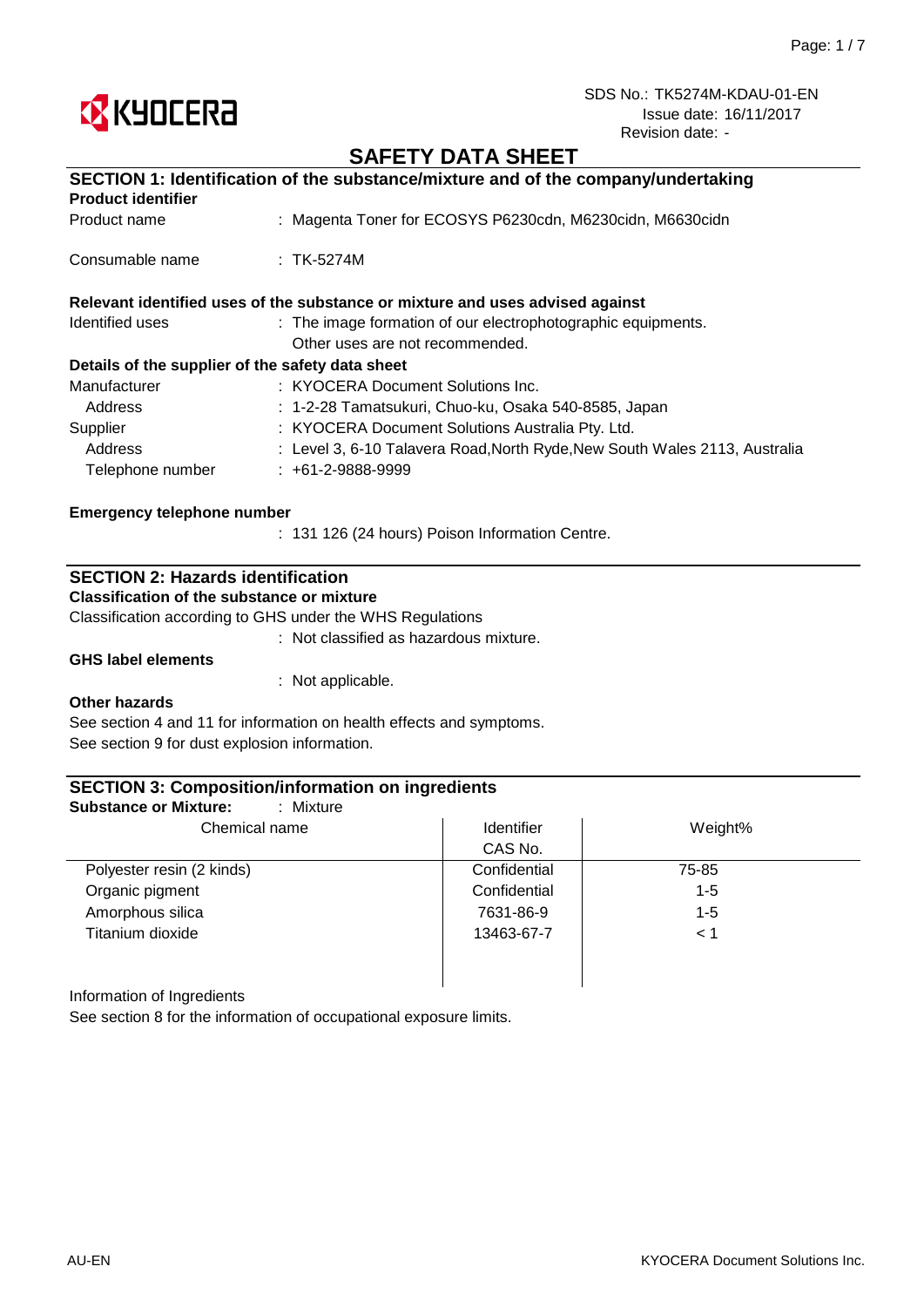SDS No.: TK5274M-KDAU-01-EN
Issue date: 16/11/2017
Revision date: -

# SAFETY DATA SHEET

## SECTION 1: Identification of the substance/mixture and of the company/undertaking

**Product identifier**

Product name : Magenta Toner for ECOSYS P6230cdn, M6230cidn, M6630cidn

Consumable name : TK-5274M

**Relevant identified uses of the substance or mixture and uses advised against**

Identified uses : The image formation of our electrophotographic equipments.
Other uses are not recommended.

**Details of the supplier of the safety data sheet**

Manufacturer : KYOCERA Document Solutions Inc.
Address : 1-2-28 Tamatsukuri, Chuo-ku, Osaka 540-8585, Japan
Supplier : KYOCERA Document Solutions Australia Pty. Ltd.
Address : Level 3, 6-10 Talavera Road,North Ryde,New South Wales 2113, Australia
Telephone number : +61-2-9888-9999

**Emergency telephone number**

: 131 126 (24 hours) Poison Information Centre.

## SECTION 2: Hazards identification

**Classification of the substance or mixture**

Classification according to GHS under the WHS Regulations
: Not classified as hazardous mixture.

**GHS label elements**

: Not applicable.

**Other hazards**

See section 4 and 11 for information on health effects and symptoms.
See section 9 for dust explosion information.

## SECTION 3: Composition/information on ingredients

**Substance or Mixture:** : Mixture

| Chemical name | Identifier CAS No. | Weight% |
|---|---|---|
| Polyester resin (2 kinds) | Confidential | 75-85 |
| Organic pigment | Confidential | 1-5 |
| Amorphous silica | 7631-86-9 | 1-5 |
| Titanium dioxide | 13463-67-7 | < 1 |

Information of Ingredients
See section 8 for the information of occupational exposure limits.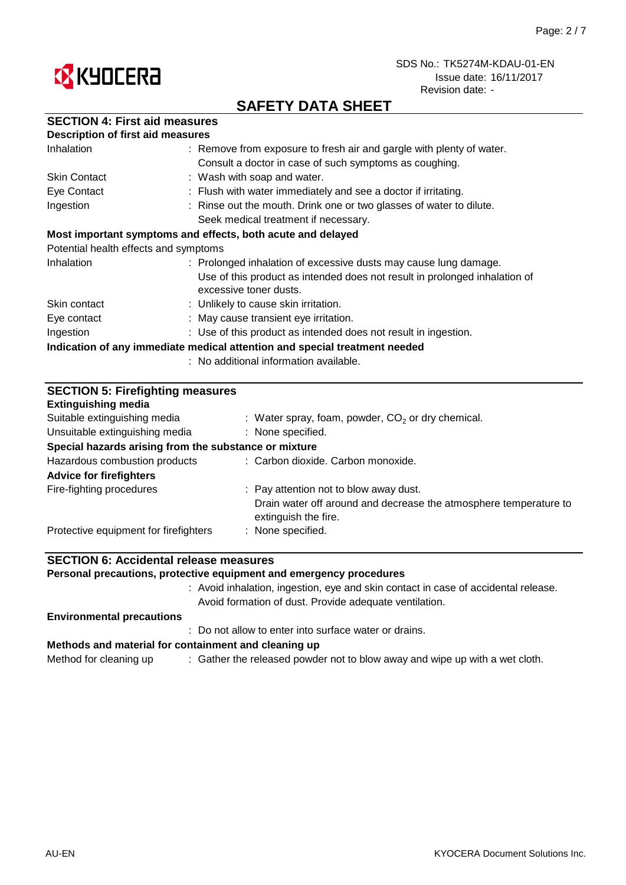## SAFETY DATA SHEET

### SECTION 4: First aid measures

**Description of first aid measures**

| | |
|---|---|
| Inhalation | : Remove from exposure to fresh air and gargle with plenty of water. Consult a doctor in case of such symptoms as coughing. |
| Skin Contact | : Wash with soap and water. |
| Eye Contact | : Flush with water immediately and see a doctor if irritating. |
| Ingestion | : Rinse out the mouth. Drink one or two glasses of water to dilute. Seek medical treatment if necessary. |

**Most important symptoms and effects, both acute and delayed**

Potential health effects and symptoms

| | |
|---|---|
| Inhalation | : Prolonged inhalation of excessive dusts may cause lung damage. Use of this product as intended does not result in prolonged inhalation of excessive toner dusts. |
| Skin contact | : Unlikely to cause skin irritation. |
| Eye contact | : May cause transient eye irritation. |
| Ingestion | : Use of this product as intended does not result in ingestion. |

**Indication of any immediate medical attention and special treatment needed**

: No additional information available.

### SECTION 5: Firefighting measures

**Extinguishing media**

| | |
|---|---|
| Suitable extinguishing media | : Water spray, foam, powder, $CO_2$ or dry chemical. |
| Unsuitable extinguishing media | : None specified. |

**Special hazards arising from the substance or mixture**

| | |
|---|---|
| Hazardous combustion products | : Carbon dioxide. Carbon monoxide. |

**Advice for firefighters**

| | |
|---|---|
| Fire-fighting procedures | : Pay attention not to blow away dust. Drain water off around and decrease the atmosphere temperature to extinguish the fire. |
| Protective equipment for firefighters | : None specified. |

### SECTION 6: Accidental release measures

**Personal precautions, protective equipment and emergency procedures**

: Avoid inhalation, ingestion, eye and skin contact in case of accidental release. Avoid formation of dust. Provide adequate ventilation.

**Environmental precautions**

: Do not allow to enter into surface water or drains.

**Methods and material for containment and cleaning up**

| | |
|---|---|
| Method for cleaning up | : Gather the released powder not to blow away and wipe up with a wet cloth. |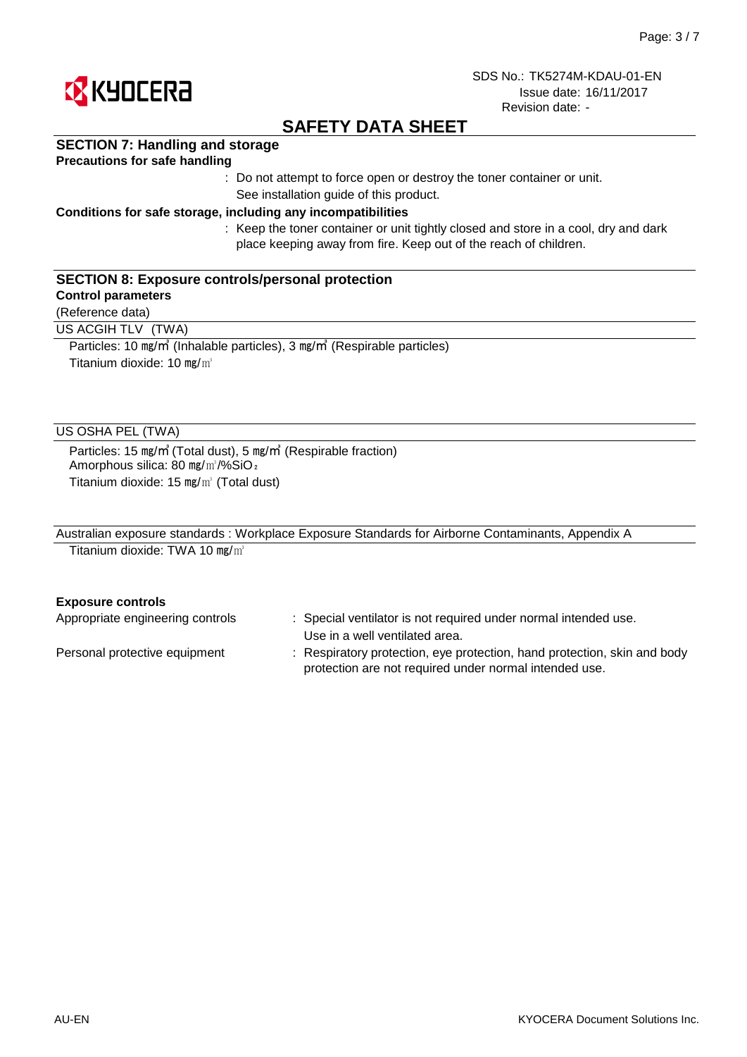SDS No.: TK5274M-KDAU-01-EN
Issue date: 16/11/2017
Revision date: -

# SAFETY DATA SHEET

## SECTION 7: Handling and storage

**Precautions for safe handling**

: Do not attempt to force open or destroy the toner container or unit. See installation guide of this product.

**Conditions for safe storage, including any incompatibilities**

: Keep the toner container or unit tightly closed and store in a cool, dry and dark place keeping away from fire. Keep out of the reach of children.

## SECTION 8: Exposure controls/personal protection

**Control parameters**

(Reference data)

US ACGIH TLV (TWA)

Particles: 10 mg/m$^3$ (Inhalable particles), 3 mg/m$^3$ (Respirable particles)
Titanium dioxide: 10 mg/m$^3$

US OSHA PEL (TWA)

Particles: 15 mg/m$^3$ (Total dust), 5 mg/m$^3$ (Respirable fraction)
Amorphous silica: 80 mg/m$^3$/%$SiO_2$
Titanium dioxide: 15 mg/m$^3$ (Total dust)

Australian exposure standards : Workplace Exposure Standards for Airborne Contaminants, Appendix A

Titanium dioxide: TWA 10 mg/m$^3$

**Exposure controls**

Appropriate engineering controls : Special ventilator is not required under normal intended use. Use in a well ventilated area.

Personal protective equipment : Respiratory protection, eye protection, hand protection, skin and body protection are not required under normal intended use.

AU-EN

KYOCERA Document Solutions Inc.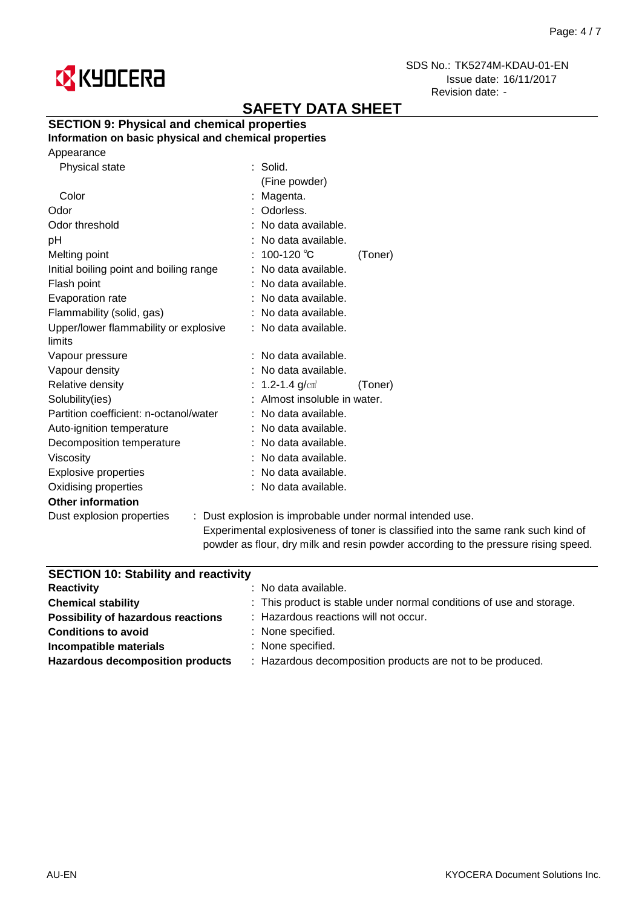SDS No.: TK5274M-KDAU-01-EN
Issue date: 16/11/2017
Revision date: -

# SAFETY DATA SHEET

## SECTION 9: Physical and chemical properties

**Information on basic physical and chemical properties**

| Property | Value | |
|---|---|---|
| Appearance | | |
| Physical state | : Solid. (Fine powder) | |
| Color | : Magenta. | |
| Odor | : Odorless. | |
| Odor threshold | : No data available. | |
| pH | : No data available. | |
| Melting point | : 100-120 ℃ | (Toner) |
| Initial boiling point and boiling range | : No data available. | |
| Flash point | : No data available. | |
| Evaporation rate | : No data available. | |
| Flammability (solid, gas) | : No data available. | |
| Upper/lower flammability or explosive limits | : No data available. | |
| Vapour pressure | : No data available. | |
| Vapour density | : No data available. | |
| Relative density | : 1.2-1.4 g/㎤ | (Toner) |
| Solubility(ies) | : Almost insoluble in water. | |
| Partition coefficient: n-octanol/water | : No data available. | |
| Auto-ignition temperature | : No data available. | |
| Decomposition temperature | : No data available. | |
| Viscosity | : No data available. | |
| Explosive properties | : No data available. | |
| Oxidising properties | : No data available. | |

**Other information**

Dust explosion properties : Dust explosion is improbable under normal intended use. Experimental explosiveness of toner is classified into the same rank such kind of powder as flour, dry milk and resin powder according to the pressure rising speed.

## SECTION 10: Stability and reactivity

| | |
|---|---|
| **Reactivity** | : No data available. |
| **Chemical stability** | : This product is stable under normal conditions of use and storage. |
| **Possibility of hazardous reactions** | : Hazardous reactions will not occur. |
| **Conditions to avoid** | : None specified. |
| **Incompatible materials** | : None specified. |
| **Hazardous decomposition products** | : Hazardous decomposition products are not to be produced. |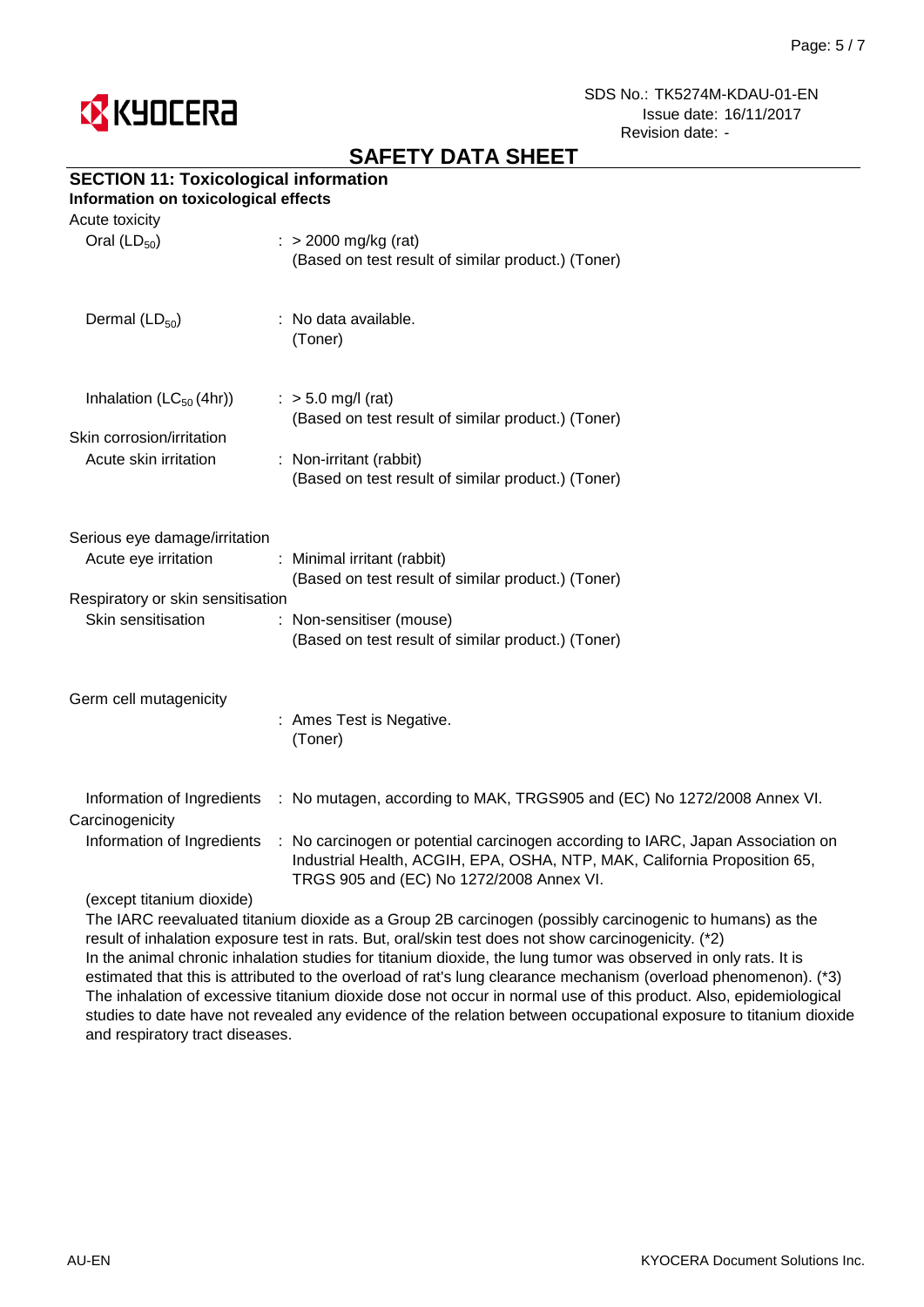# SAFETY DATA SHEET

## SECTION 11: Toxicological information

**Information on toxicological effects**

Acute toxicity

| | |
|---|---|
| Oral ($LD_{50}$) | : > 2000 mg/kg (rat)<br>(Based on test result of similar product.) (Toner) |
| Dermal ($LD_{50}$) | : No data available.<br>(Toner) |
| Inhalation ($LC_{50}$ (4hr)) | : > 5.0 mg/l (rat)<br>(Based on test result of similar product.) (Toner) |

Skin corrosion/irritation

| | |
|---|---|
| Acute skin irritation | : Non-irritant (rabbit)<br>(Based on test result of similar product.) (Toner) |

Serious eye damage/irritation

| | |
|---|---|
| Acute eye irritation | : Minimal irritant (rabbit)<br>(Based on test result of similar product.) (Toner) |

Respiratory or skin sensitisation

| | |
|---|---|
| Skin sensitisation | : Non-sensitiser (mouse)<br>(Based on test result of similar product.) (Toner) |

Germ cell mutagenicity

: Ames Test is Negative.
(Toner)

| | |
|---|---|
| Information of Ingredients | : No mutagen, according to MAK, TRGS905 and (EC) No 1272/2008 Annex VI. |

Carcinogenicity

| | |
|---|---|
| Information of Ingredients | : No carcinogen or potential carcinogen according to IARC, Japan Association on Industrial Health, ACGIH, EPA, OSHA, NTP, MAK, California Proposition 65, TRGS 905 and (EC) No 1272/2008 Annex VI. |

(except titanium dioxide)

The IARC reevaluated titanium dioxide as a Group 2B carcinogen (possibly carcinogenic to humans) as the result of inhalation exposure test in rats. But, oral/skin test does not show carcinogenicity. (*2)
In the animal chronic inhalation studies for titanium dioxide, the lung tumor was observed in only rats. It is estimated that this is attributed to the overload of rat's lung clearance mechanism (overload phenomenon). (*3)
The inhalation of excessive titanium dioxide dose not occur in normal use of this product. Also, epidemiological studies to date have not revealed any evidence of the relation between occupational exposure to titanium dioxide and respiratory tract diseases.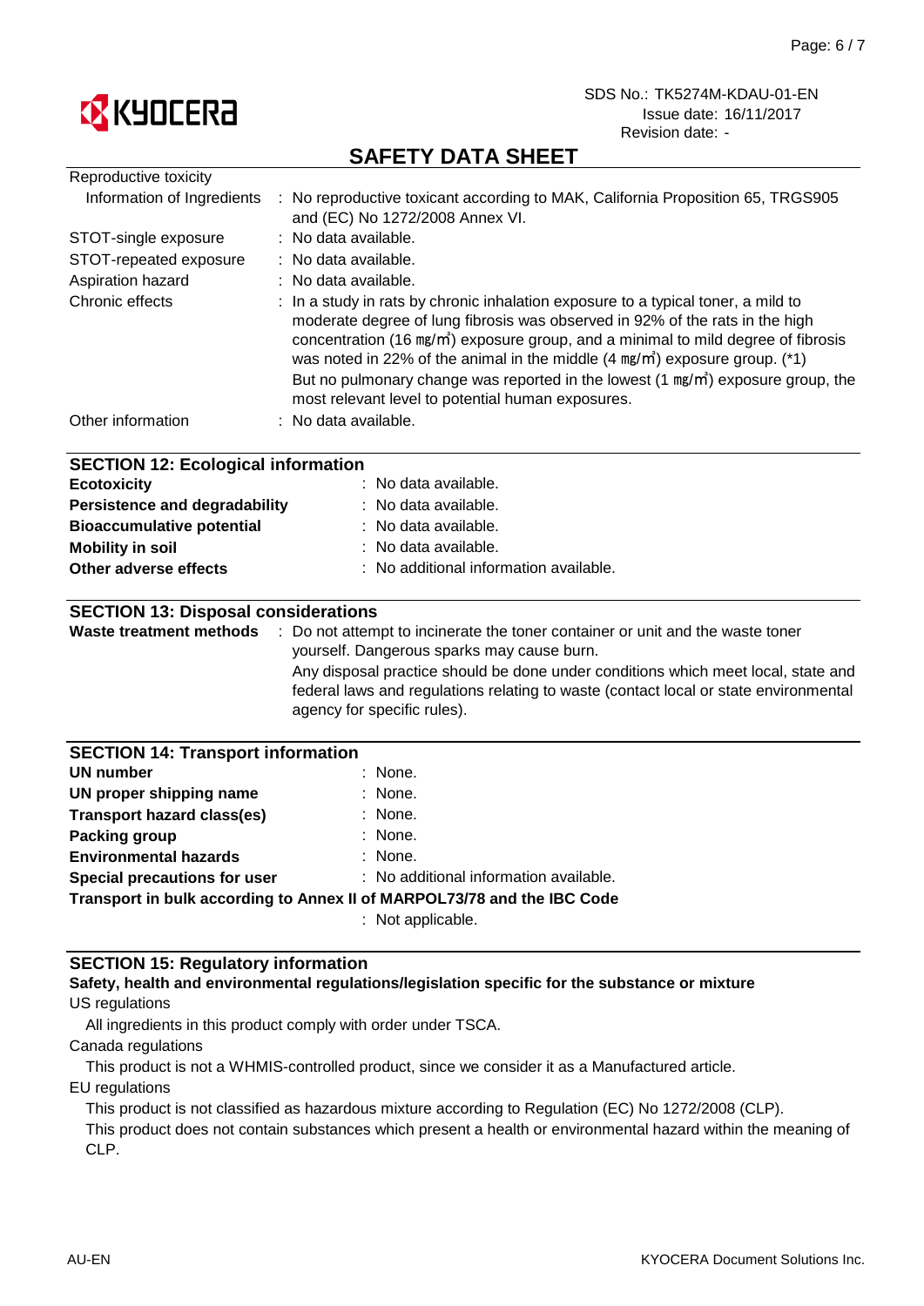Reproductive toxicity

| | |
|---|---|
| Information of Ingredients | : No reproductive toxicant according to MAK, California Proposition 65, TRGS905 and (EC) No 1272/2008 Annex VI. |
| STOT-single exposure | : No data available. |
| STOT-repeated exposure | : No data available. |
| Aspiration hazard | : No data available. |
| Chronic effects | : In a study in rats by chronic inhalation exposure to a typical toner, a mild to moderate degree of lung fibrosis was observed in 92% of the rats in the high concentration (16 ㎎/㎥) exposure group, and a minimal to mild degree of fibrosis was noted in 22% of the animal in the middle (4 ㎎/㎥) exposure group. (*1) But no pulmonary change was reported in the lowest (1 ㎎/㎥) exposure group, the most relevant level to potential human exposures. |
| Other information | : No data available. |

## SECTION 12: Ecological information

| | |
|---|---|
| **Ecotoxicity** | : No data available. |
| **Persistence and degradability** | : No data available. |
| **Bioaccumulative potential** | : No data available. |
| **Mobility in soil** | : No data available. |
| **Other adverse effects** | : No additional information available. |

## SECTION 13: Disposal considerations

**Waste treatment methods** : Do not attempt to incinerate the toner container or unit and the waste toner yourself. Dangerous sparks may cause burn.
Any disposal practice should be done under conditions which meet local, state and federal laws and regulations relating to waste (contact local or state environmental agency for specific rules).

## SECTION 14: Transport information

| | |
|---|---|
| **UN number** | : None. |
| **UN proper shipping name** | : None. |
| **Transport hazard class(es)** | : None. |
| **Packing group** | : None. |
| **Environmental hazards** | : None. |
| **Special precautions for user** | : No additional information available. |

**Transport in bulk according to Annex II of MARPOL73/78 and the IBC Code**
: Not applicable.

## SECTION 15: Regulatory information

**Safety, health and environmental regulations/legislation specific for the substance or mixture**

US regulations

All ingredients in this product comply with order under TSCA.

Canada regulations

This product is not a WHMIS-controlled product, since we consider it as a Manufactured article.

EU regulations

This product is not classified as hazardous mixture according to Regulation (EC) No 1272/2008 (CLP).
This product does not contain substances which present a health or environmental hazard within the meaning of CLP.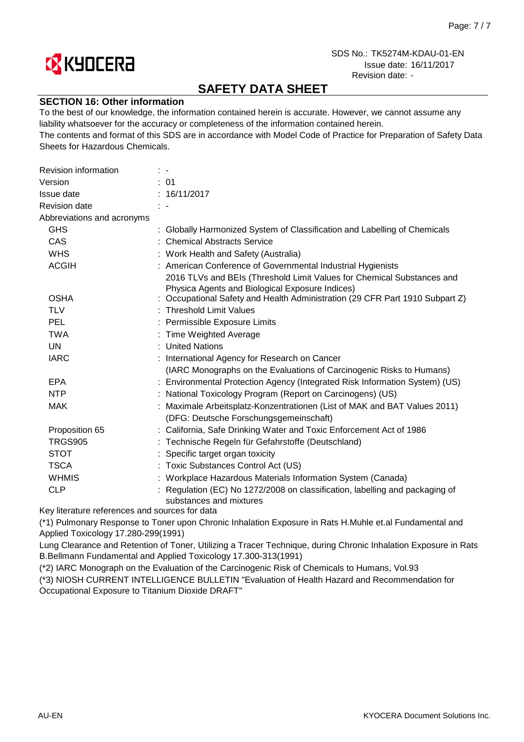# SAFETY DATA SHEET

## SECTION 16: Other information

To the best of our knowledge, the information contained herein is accurate. However, we cannot assume any liability whatsoever for the accuracy or completeness of the information contained herein.
The contents and format of this SDS are in accordance with Model Code of Practice for Preparation of Safety Data Sheets for Hazardous Chemicals.

| | |
|---|---|
| Revision information | : - |
| Version | : 01 |
| Issue date | : 16/11/2017 |
| Revision date | : - |
| Abbreviations and acronyms | |
| GHS | : Globally Harmonized System of Classification and Labelling of Chemicals |
| CAS | : Chemical Abstracts Service |
| WHS | : Work Health and Safety (Australia) |
| ACGIH | : American Conference of Governmental Industrial Hygienists 2016 TLVs and BEIs (Threshold Limit Values for Chemical Substances and Physica Agents and Biological Exposure Indices) |
| OSHA | : Occupational Safety and Health Administration (29 CFR Part 1910 Subpart Z) |
| TLV | : Threshold Limit Values |
| PEL | : Permissible Exposure Limits |
| TWA | : Time Weighted Average |
| UN | : United Nations |
| IARC | : International Agency for Research on Cancer (IARC Monographs on the Evaluations of Carcinogenic Risks to Humans) |
| EPA | : Environmental Protection Agency (Integrated Risk Information System) (US) |
| NTP | : National Toxicology Program (Report on Carcinogens) (US) |
| MAK | : Maximale Arbeitsplatz-Konzentrationen (List of MAK and BAT Values 2011) (DFG: Deutsche Forschungsgemeinschaft) |
| Proposition 65 | : California, Safe Drinking Water and Toxic Enforcement Act of 1986 |
| TRGS905 | : Technische Regeln für Gefahrstoffe (Deutschland) |
| STOT | : Specific target organ toxicity |
| TSCA | : Toxic Substances Control Act (US) |
| WHMIS | : Workplace Hazardous Materials Information System (Canada) |
| CLP | : Regulation (EC) No 1272/2008 on classification, labelling and packaging of substances and mixtures |

Key literature references and sources for data

(*1) Pulmonary Response to Toner upon Chronic Inhalation Exposure in Rats H.Muhle et.al Fundamental and Applied Toxicology 17.280-299(1991)

Lung Clearance and Retention of Toner, Utilizing a Tracer Technique, during Chronic Inhalation Exposure in Rats B.Bellmann Fundamental and Applied Toxicology 17.300-313(1991)

(*2) IARC Monograph on the Evaluation of the Carcinogenic Risk of Chemicals to Humans, Vol.93

(*3) NIOSH CURRENT INTELLIGENCE BULLETIN "Evaluation of Health Hazard and Recommendation for Occupational Exposure to Titanium Dioxide DRAFT"